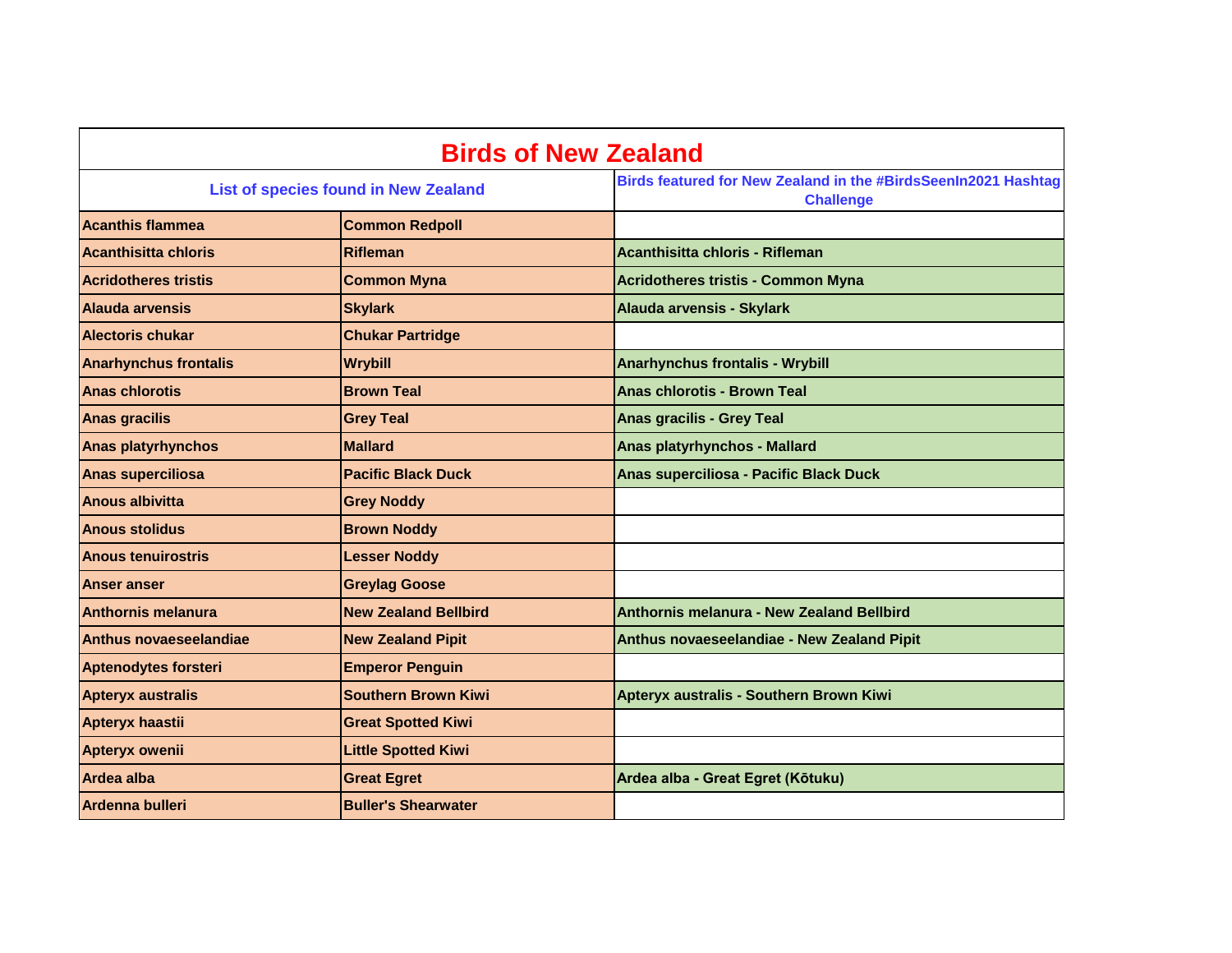# Birds of New Zealand

| List of species found in New Zealand | | Birds featured for New Zealand in the #BirdsSeenIn2021 Hashtag Challenge |
|---|---|---|
| Acanthis flammea | Common Redpoll | |
| Acanthisitta chloris | Rifleman | Acanthisitta chloris - Rifleman |
| Acridotheres tristis | Common Myna | Acridotheres tristis - Common Myna |
| Alauda arvensis | Skylark | Alauda arvensis - Skylark |
| Alectoris chukar | Chukar Partridge | |
| Anarhynchus frontalis | Wrybill | Anarhynchus frontalis - Wrybill |
| Anas chlorotis | Brown Teal | Anas chlorotis - Brown Teal |
| Anas gracilis | Grey Teal | Anas gracilis - Grey Teal |
| Anas platyrhynchos | Mallard | Anas platyrhynchos - Mallard |
| Anas superciliosa | Pacific Black Duck | Anas superciliosa - Pacific Black Duck |
| Anous albivitta | Grey Noddy | |
| Anous stolidus | Brown Noddy | |
| Anous tenuirostris | Lesser Noddy | |
| Anser anser | Greylag Goose | |
| Anthornis melanura | New Zealand Bellbird | Anthornis melanura - New Zealand Bellbird |
| Anthus novaeseelandiae | New Zealand Pipit | Anthus novaeseelandiae - New Zealand Pipit |
| Aptenodytes forsteri | Emperor Penguin | |
| Apteryx australis | Southern Brown Kiwi | Apteryx australis - Southern Brown Kiwi |
| Apteryx haastii | Great Spotted Kiwi | |
| Apteryx owenii | Little Spotted Kiwi | |
| Ardea alba | Great Egret | Ardea alba - Great Egret (Kōtuku) |
| Ardenna bulleri | Buller's Shearwater | |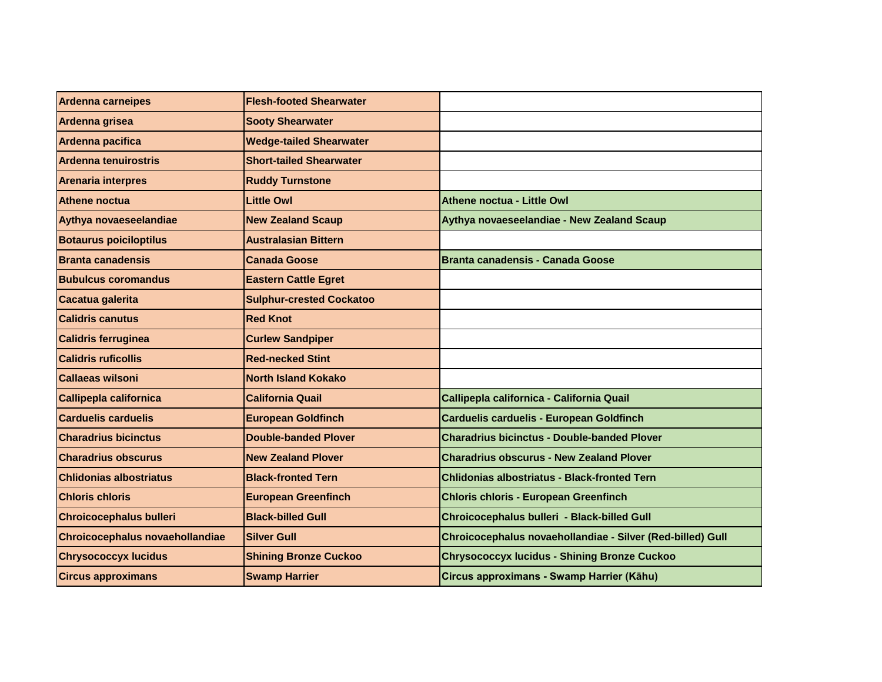| | | |
|---|---|---|
| **Ardenna carneipes** | **Flesh-footed Shearwater** | |
| **Ardenna grisea** | **Sooty Shearwater** | |
| **Ardenna pacifica** | **Wedge-tailed Shearwater** | |
| **Ardenna tenuirostris** | **Short-tailed Shearwater** | |
| **Arenaria interpres** | **Ruddy Turnstone** | |
| **Athene noctua** | **Little Owl** | **Athene noctua - Little Owl** |
| **Aythya novaeseelandiae** | **New Zealand Scaup** | **Aythya novaeseelandiae - New Zealand Scaup** |
| **Botaurus poiciloptilus** | **Australasian Bittern** | |
| **Branta canadensis** | **Canada Goose** | **Branta canadensis - Canada Goose** |
| **Bubulcus coromandus** | **Eastern Cattle Egret** | |
| **Cacatua galerita** | **Sulphur-crested Cockatoo** | |
| **Calidris canutus** | **Red Knot** | |
| **Calidris ferruginea** | **Curlew Sandpiper** | |
| **Calidris ruficollis** | **Red-necked Stint** | |
| **Callaeas wilsoni** | **North Island Kokako** | |
| **Callipepla californica** | **California Quail** | **Callipepla californica - California Quail** |
| **Carduelis carduelis** | **European Goldfinch** | **Carduelis carduelis - European Goldfinch** |
| **Charadrius bicinctus** | **Double-banded Plover** | **Charadrius bicinctus - Double-banded Plover** |
| **Charadrius obscurus** | **New Zealand Plover** | **Charadrius obscurus - New Zealand Plover** |
| **Chlidonias albostriatus** | **Black-fronted Tern** | **Chlidonias albostriatus - Black-fronted Tern** |
| **Chloris chloris** | **European Greenfinch** | **Chloris chloris - European Greenfinch** |
| **Chroicocephalus bulleri** | **Black-billed Gull** | **Chroicocephalus bulleri - Black-billed Gull** |
| **Chroicocephalus novaehollandiae** | **Silver Gull** | **Chroicocephalus novaehollandiae - Silver (Red-billed) Gull** |
| **Chrysococcyx lucidus** | **Shining Bronze Cuckoo** | **Chrysococcyx lucidus - Shining Bronze Cuckoo** |
| **Circus approximans** | **Swamp Harrier** | **Circus approximans - Swamp Harrier (Kāhu)** |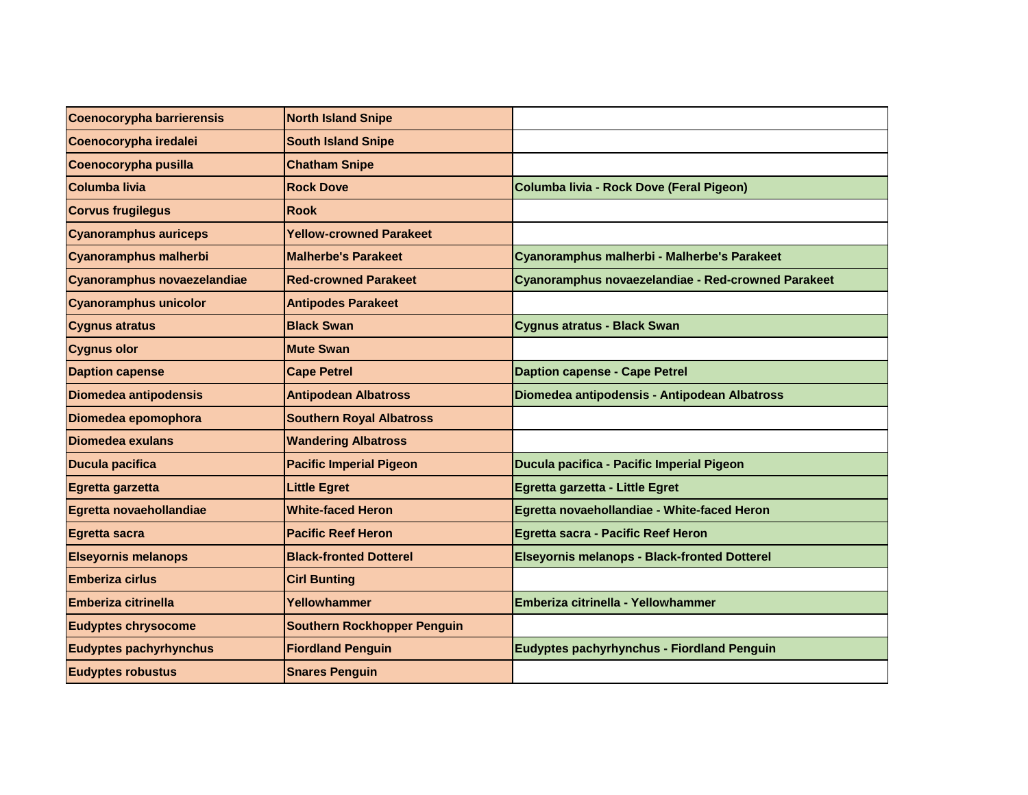| | | |
|---|---|---|
| **Coenocorypha barrierensis** | **North Island Snipe** | |
| **Coenocorypha iredalei** | **South Island Snipe** | |
| **Coenocorypha pusilla** | **Chatham Snipe** | |
| **Columba livia** | **Rock Dove** | **Columba livia - Rock Dove (Feral Pigeon)** |
| **Corvus frugilegus** | **Rook** | |
| **Cyanoramphus auriceps** | **Yellow-crowned Parakeet** | |
| **Cyanoramphus malherbi** | **Malherbe's Parakeet** | **Cyanoramphus malherbi - Malherbe's Parakeet** |
| **Cyanoramphus novaezelandiae** | **Red-crowned Parakeet** | **Cyanoramphus novaezelandiae - Red-crowned Parakeet** |
| **Cyanoramphus unicolor** | **Antipodes Parakeet** | |
| **Cygnus atratus** | **Black Swan** | **Cygnus atratus - Black Swan** |
| **Cygnus olor** | **Mute Swan** | |
| **Daption capense** | **Cape Petrel** | **Daption capense - Cape Petrel** |
| **Diomedea antipodensis** | **Antipodean Albatross** | **Diomedea antipodensis - Antipodean Albatross** |
| **Diomedea epomophora** | **Southern Royal Albatross** | |
| **Diomedea exulans** | **Wandering Albatross** | |
| **Ducula pacifica** | **Pacific Imperial Pigeon** | **Ducula pacifica - Pacific Imperial Pigeon** |
| **Egretta garzetta** | **Little Egret** | **Egretta garzetta - Little Egret** |
| **Egretta novaehollandiae** | **White-faced Heron** | **Egretta novaehollandiae - White-faced Heron** |
| **Egretta sacra** | **Pacific Reef Heron** | **Egretta sacra - Pacific Reef Heron** |
| **Elseyornis melanops** | **Black-fronted Dotterel** | **Elseyornis melanops - Black-fronted Dotterel** |
| **Emberiza cirlus** | **Cirl Bunting** | |
| **Emberiza citrinella** | **Yellowhammer** | **Emberiza citrinella - Yellowhammer** |
| **Eudyptes chrysocome** | **Southern Rockhopper Penguin** | |
| **Eudyptes pachyrhynchus** | **Fiordland Penguin** | **Eudyptes pachyrhynchus - Fiordland Penguin** |
| **Eudyptes robustus** | **Snares Penguin** | |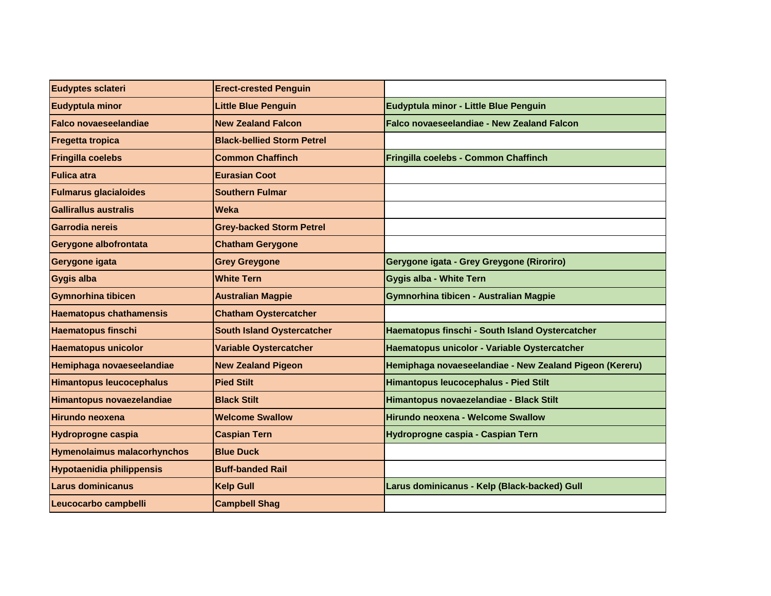| | | |
|---|---|---|
| **Eudyptes sclateri** | **Erect-crested Penguin** | |
| **Eudyptula minor** | **Little Blue Penguin** | **Eudyptula minor - Little Blue Penguin** |
| **Falco novaeseelandiae** | **New Zealand Falcon** | **Falco novaeseelandiae - New Zealand Falcon** |
| **Fregetta tropica** | **Black-bellied Storm Petrel** | |
| **Fringilla coelebs** | **Common Chaffinch** | **Fringilla coelebs - Common Chaffinch** |
| **Fulica atra** | **Eurasian Coot** | |
| **Fulmarus glacialoides** | **Southern Fulmar** | |
| **Gallirallus australis** | **Weka** | |
| **Garrodia nereis** | **Grey-backed Storm Petrel** | |
| **Gerygone albofrontata** | **Chatham Gerygone** | |
| **Gerygone igata** | **Grey Greygone** | **Gerygone igata - Grey Greygone (Riroriro)** |
| **Gygis alba** | **White Tern** | **Gygis alba - White Tern** |
| **Gymnorhina tibicen** | **Australian Magpie** | **Gymnorhina tibicen - Australian Magpie** |
| **Haematopus chathamensis** | **Chatham Oystercatcher** | |
| **Haematopus finschi** | **South Island Oystercatcher** | **Haematopus finschi - South Island Oystercatcher** |
| **Haematopus unicolor** | **Variable Oystercatcher** | **Haematopus unicolor - Variable Oystercatcher** |
| **Hemiphaga novaeseelandiae** | **New Zealand Pigeon** | **Hemiphaga novaeseelandiae - New Zealand Pigeon (Kereru)** |
| **Himantopus leucocephalus** | **Pied Stilt** | **Himantopus leucocephalus - Pied Stilt** |
| **Himantopus novaezelandiae** | **Black Stilt** | **Himantopus novaezelandiae - Black Stilt** |
| **Hirundo neoxena** | **Welcome Swallow** | **Hirundo neoxena - Welcome Swallow** |
| **Hydroprogne caspia** | **Caspian Tern** | **Hydroprogne caspia - Caspian Tern** |
| **Hymenolaimus malacorhynchos** | **Blue Duck** | |
| **Hypotaenidia philippensis** | **Buff-banded Rail** | |
| **Larus dominicanus** | **Kelp Gull** | **Larus dominicanus - Kelp (Black-backed) Gull** |
| **Leucocarbo campbelli** | **Campbell Shag** | |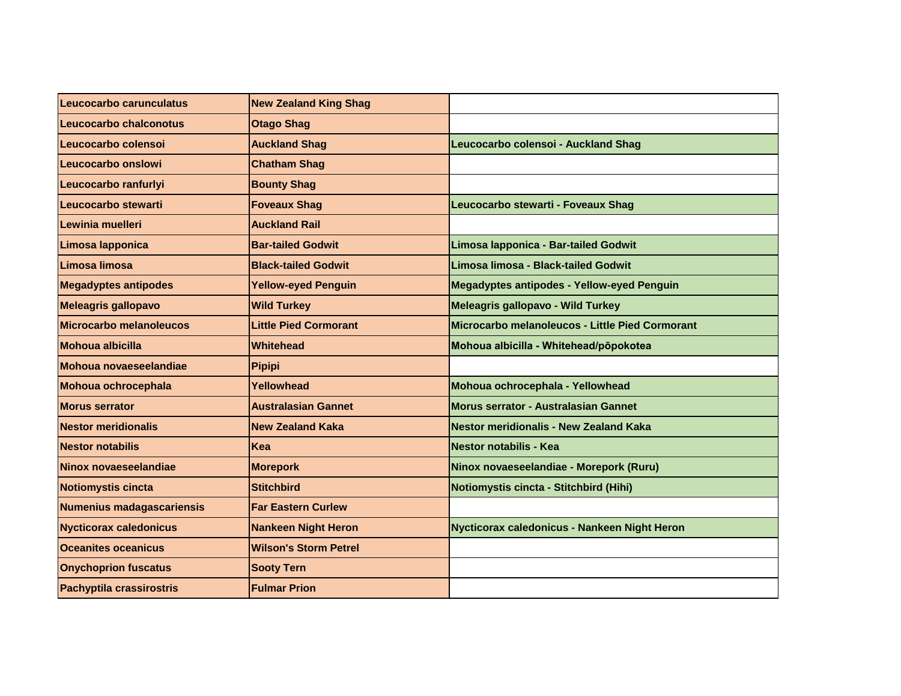| | | |
|---|---|---|
| **Leucocarbo carunculatus** | **New Zealand King Shag** | |
| **Leucocarbo chalconotus** | **Otago Shag** | |
| **Leucocarbo colensoi** | **Auckland Shag** | **Leucocarbo colensoi - Auckland Shag** |
| **Leucocarbo onslowi** | **Chatham Shag** | |
| **Leucocarbo ranfurlyi** | **Bounty Shag** | |
| **Leucocarbo stewarti** | **Foveaux Shag** | **Leucocarbo stewarti - Foveaux Shag** |
| **Lewinia muelleri** | **Auckland Rail** | |
| **Limosa lapponica** | **Bar-tailed Godwit** | **Limosa lapponica - Bar-tailed Godwit** |
| **Limosa limosa** | **Black-tailed Godwit** | **Limosa limosa - Black-tailed Godwit** |
| **Megadyptes antipodes** | **Yellow-eyed Penguin** | **Megadyptes antipodes - Yellow-eyed Penguin** |
| **Meleagris gallopavo** | **Wild Turkey** | **Meleagris gallopavo - Wild Turkey** |
| **Microcarbo melanoleucos** | **Little Pied Cormorant** | **Microcarbo melanoleucos - Little Pied Cormorant** |
| **Mohoua albicilla** | **Whitehead** | **Mohoua albicilla - Whitehead/pōpokotea** |
| **Mohoua novaeseelandiae** | **Pipipi** | |
| **Mohoua ochrocephala** | **Yellowhead** | **Mohoua ochrocephala - Yellowhead** |
| **Morus serrator** | **Australasian Gannet** | **Morus serrator - Australasian Gannet** |
| **Nestor meridionalis** | **New Zealand Kaka** | **Nestor meridionalis - New Zealand Kaka** |
| **Nestor notabilis** | **Kea** | **Nestor notabilis - Kea** |
| **Ninox novaeseelandiae** | **Morepork** | **Ninox novaeseelandiae - Morepork (Ruru)** |
| **Notiomystis cincta** | **Stitchbird** | **Notiomystis cincta - Stitchbird (Hihi)** |
| **Numenius madagascariensis** | **Far Eastern Curlew** | |
| **Nycticorax caledonicus** | **Nankeen Night Heron** | **Nycticorax caledonicus - Nankeen Night Heron** |
| **Oceanites oceanicus** | **Wilson's Storm Petrel** | |
| **Onychoprion fuscatus** | **Sooty Tern** | |
| **Pachyptila crassirostris** | **Fulmar Prion** | |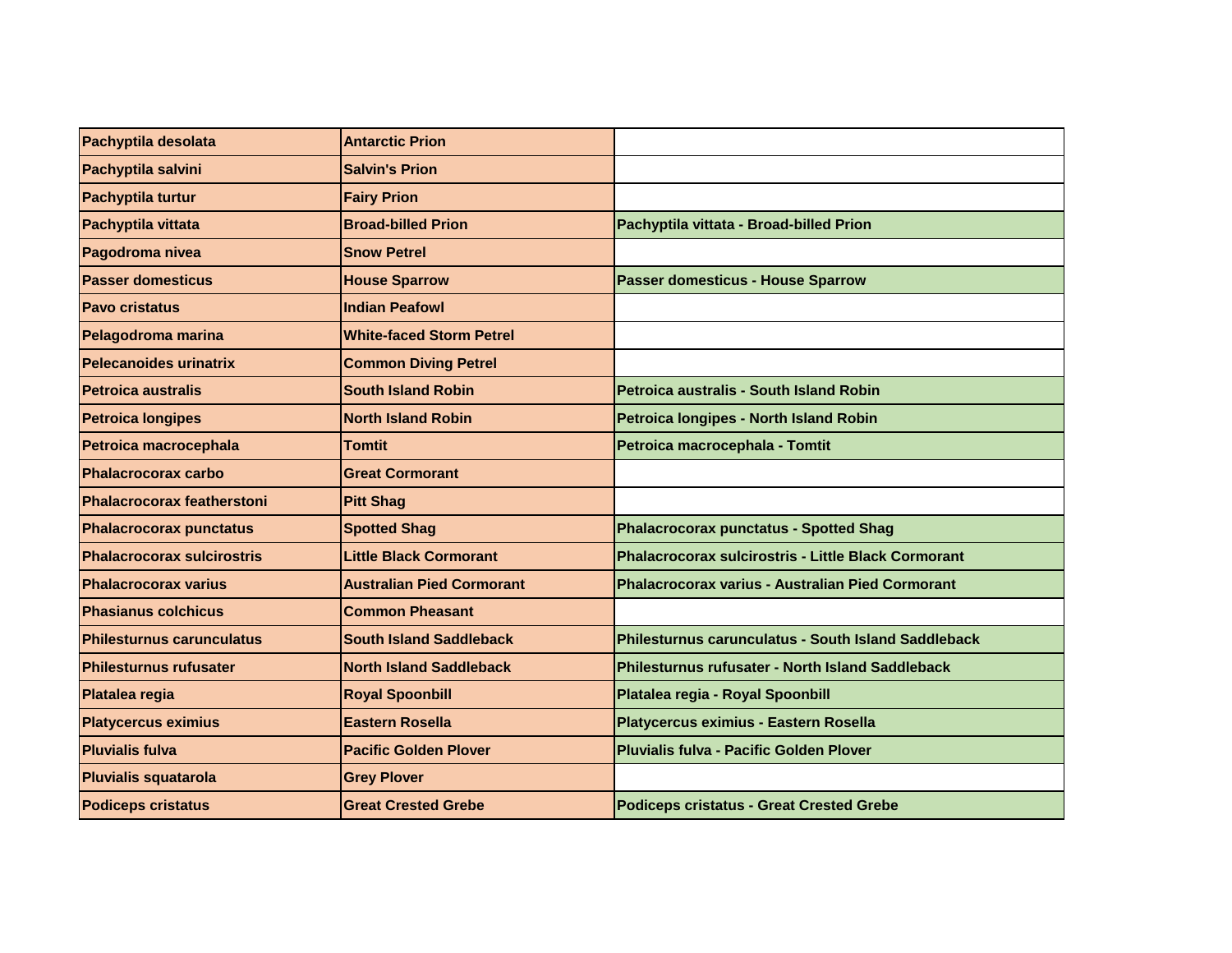| | | |
|---|---|---|
| **Pachyptila desolata** | **Antarctic Prion** | |
| **Pachyptila salvini** | **Salvin's Prion** | |
| **Pachyptila turtur** | **Fairy Prion** | |
| **Pachyptila vittata** | **Broad-billed Prion** | **Pachyptila vittata - Broad-billed Prion** |
| **Pagodroma nivea** | **Snow Petrel** | |
| **Passer domesticus** | **House Sparrow** | **Passer domesticus - House Sparrow** |
| **Pavo cristatus** | **Indian Peafowl** | |
| **Pelagodroma marina** | **White-faced Storm Petrel** | |
| **Pelecanoides urinatrix** | **Common Diving Petrel** | |
| **Petroica australis** | **South Island Robin** | **Petroica australis - South Island Robin** |
| **Petroica longipes** | **North Island Robin** | **Petroica longipes - North Island Robin** |
| **Petroica macrocephala** | **Tomtit** | **Petroica macrocephala - Tomtit** |
| **Phalacrocorax carbo** | **Great Cormorant** | |
| **Phalacrocorax featherstoni** | **Pitt Shag** | |
| **Phalacrocorax punctatus** | **Spotted Shag** | **Phalacrocorax punctatus - Spotted Shag** |
| **Phalacrocorax sulcirostris** | **Little Black Cormorant** | **Phalacrocorax sulcirostris - Little Black Cormorant** |
| **Phalacrocorax varius** | **Australian Pied Cormorant** | **Phalacrocorax varius - Australian Pied Cormorant** |
| **Phasianus colchicus** | **Common Pheasant** | |
| **Philesturnus carunculatus** | **South Island Saddleback** | **Philesturnus carunculatus - South Island Saddleback** |
| **Philesturnus rufusater** | **North Island Saddleback** | **Philesturnus rufusater - North Island Saddleback** |
| **Platalea regia** | **Royal Spoonbill** | **Platalea regia - Royal Spoonbill** |
| **Platycercus eximius** | **Eastern Rosella** | **Platycercus eximius - Eastern Rosella** |
| **Pluvialis fulva** | **Pacific Golden Plover** | **Pluvialis fulva - Pacific Golden Plover** |
| **Pluvialis squatarola** | **Grey Plover** | |
| **Podiceps cristatus** | **Great Crested Grebe** | **Podiceps cristatus - Great Crested Grebe** |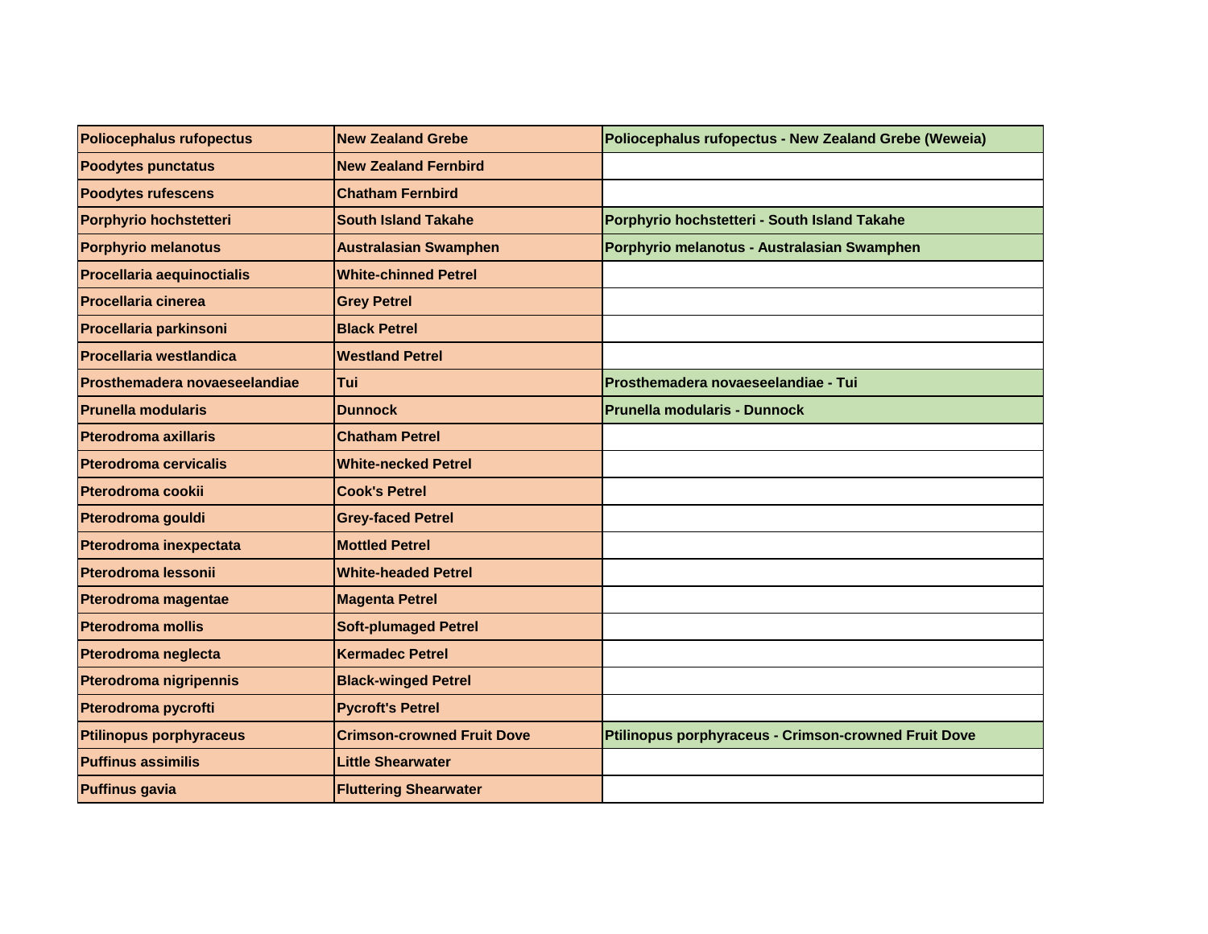| | | |
|---|---|---|
| **Poliocephalus rufopectus** | **New Zealand Grebe** | **Poliocephalus rufopectus - New Zealand Grebe (Weweia)** |
| **Poodytes punctatus** | **New Zealand Fernbird** | |
| **Poodytes rufescens** | **Chatham Fernbird** | |
| **Porphyrio hochstetteri** | **South Island Takahe** | **Porphyrio hochstetteri - South Island Takahe** |
| **Porphyrio melanotus** | **Australasian Swamphen** | **Porphyrio melanotus - Australasian Swamphen** |
| **Procellaria aequinoctialis** | **White-chinned Petrel** | |
| **Procellaria cinerea** | **Grey Petrel** | |
| **Procellaria parkinsoni** | **Black Petrel** | |
| **Procellaria westlandica** | **Westland Petrel** | |
| **Prosthemadera novaeseelandiae** | **Tui** | **Prosthemadera novaeseelandiae - Tui** |
| **Prunella modularis** | **Dunnock** | **Prunella modularis - Dunnock** |
| **Pterodroma axillaris** | **Chatham Petrel** | |
| **Pterodroma cervicalis** | **White-necked Petrel** | |
| **Pterodroma cookii** | **Cook's Petrel** | |
| **Pterodroma gouldi** | **Grey-faced Petrel** | |
| **Pterodroma inexpectata** | **Mottled Petrel** | |
| **Pterodroma lessonii** | **White-headed Petrel** | |
| **Pterodroma magentae** | **Magenta Petrel** | |
| **Pterodroma mollis** | **Soft-plumaged Petrel** | |
| **Pterodroma neglecta** | **Kermadec Petrel** | |
| **Pterodroma nigripennis** | **Black-winged Petrel** | |
| **Pterodroma pycrofti** | **Pycroft's Petrel** | |
| **Ptilinopus porphyraceus** | **Crimson-crowned Fruit Dove** | **Ptilinopus porphyraceus - Crimson-crowned Fruit Dove** |
| **Puffinus assimilis** | **Little Shearwater** | |
| **Puffinus gavia** | **Fluttering Shearwater** | |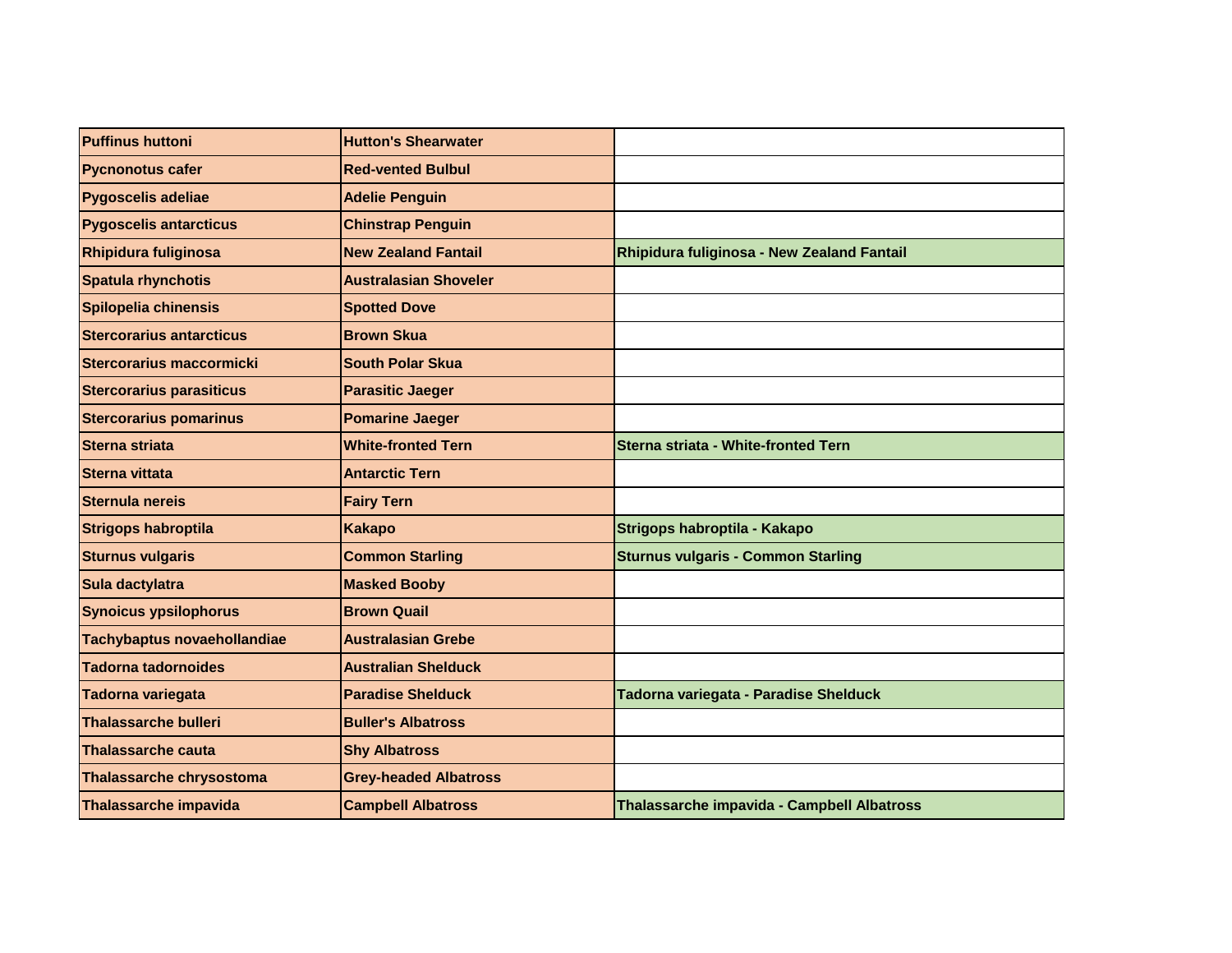| | | |
|---|---|---|
| **Puffinus huttoni** | **Hutton's Shearwater** | |
| **Pycnonotus cafer** | **Red-vented Bulbul** | |
| **Pygoscelis adeliae** | **Adelie Penguin** | |
| **Pygoscelis antarcticus** | **Chinstrap Penguin** | |
| **Rhipidura fuliginosa** | **New Zealand Fantail** | **Rhipidura fuliginosa - New Zealand Fantail** |
| **Spatula rhynchotis** | **Australasian Shoveler** | |
| **Spilopelia chinensis** | **Spotted Dove** | |
| **Stercorarius antarcticus** | **Brown Skua** | |
| **Stercorarius maccormicki** | **South Polar Skua** | |
| **Stercorarius parasiticus** | **Parasitic Jaeger** | |
| **Stercorarius pomarinus** | **Pomarine Jaeger** | |
| **Sterna striata** | **White-fronted Tern** | **Sterna striata - White-fronted Tern** |
| **Sterna vittata** | **Antarctic Tern** | |
| **Sternula nereis** | **Fairy Tern** | |
| **Strigops habroptila** | **Kakapo** | **Strigops habroptila - Kakapo** |
| **Sturnus vulgaris** | **Common Starling** | **Sturnus vulgaris - Common Starling** |
| **Sula dactylatra** | **Masked Booby** | |
| **Synoicus ypsilophorus** | **Brown Quail** | |
| **Tachybaptus novaehollandiae** | **Australasian Grebe** | |
| **Tadorna tadornoides** | **Australian Shelduck** | |
| **Tadorna variegata** | **Paradise Shelduck** | **Tadorna variegata - Paradise Shelduck** |
| **Thalassarche bulleri** | **Buller's Albatross** | |
| **Thalassarche cauta** | **Shy Albatross** | |
| **Thalassarche chrysostoma** | **Grey-headed Albatross** | |
| **Thalassarche impavida** | **Campbell Albatross** | **Thalassarche impavida - Campbell Albatross** |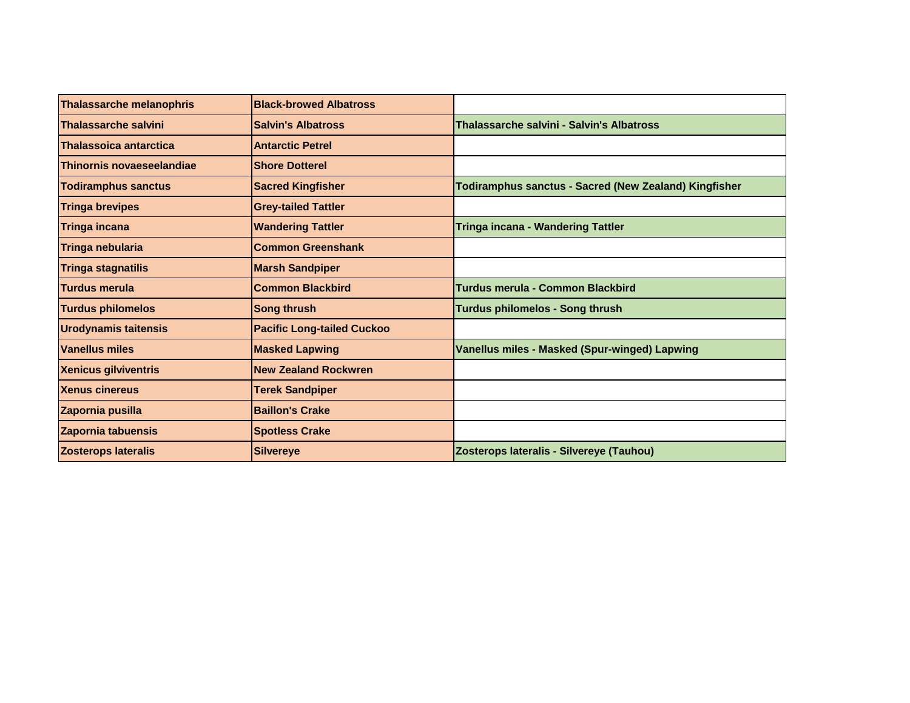| | | |
|---|---|---|
| **Thalassarche melanophris** | **Black-browed Albatross** | |
| **Thalassarche salvini** | **Salvin's Albatross** | **Thalassarche salvini - Salvin's Albatross** |
| **Thalassoica antarctica** | **Antarctic Petrel** | |
| **Thinornis novaeseelandiae** | **Shore Dotterel** | |
| **Todiramphus sanctus** | **Sacred Kingfisher** | **Todiramphus sanctus - Sacred (New Zealand) Kingfisher** |
| **Tringa brevipes** | **Grey-tailed Tattler** | |
| **Tringa incana** | **Wandering Tattler** | **Tringa incana - Wandering Tattler** |
| **Tringa nebularia** | **Common Greenshank** | |
| **Tringa stagnatilis** | **Marsh Sandpiper** | |
| **Turdus merula** | **Common Blackbird** | **Turdus merula - Common Blackbird** |
| **Turdus philomelos** | **Song thrush** | **Turdus philomelos - Song thrush** |
| **Urodynamis taitensis** | **Pacific Long-tailed Cuckoo** | |
| **Vanellus miles** | **Masked Lapwing** | **Vanellus miles - Masked (Spur-winged) Lapwing** |
| **Xenicus gilviventris** | **New Zealand Rockwren** | |
| **Xenus cinereus** | **Terek Sandpiper** | |
| **Zapornia pusilla** | **Baillon's Crake** | |
| **Zapornia tabuensis** | **Spotless Crake** | |
| **Zosterops lateralis** | **Silvereye** | **Zosterops lateralis - Silvereye (Tauhou)** |